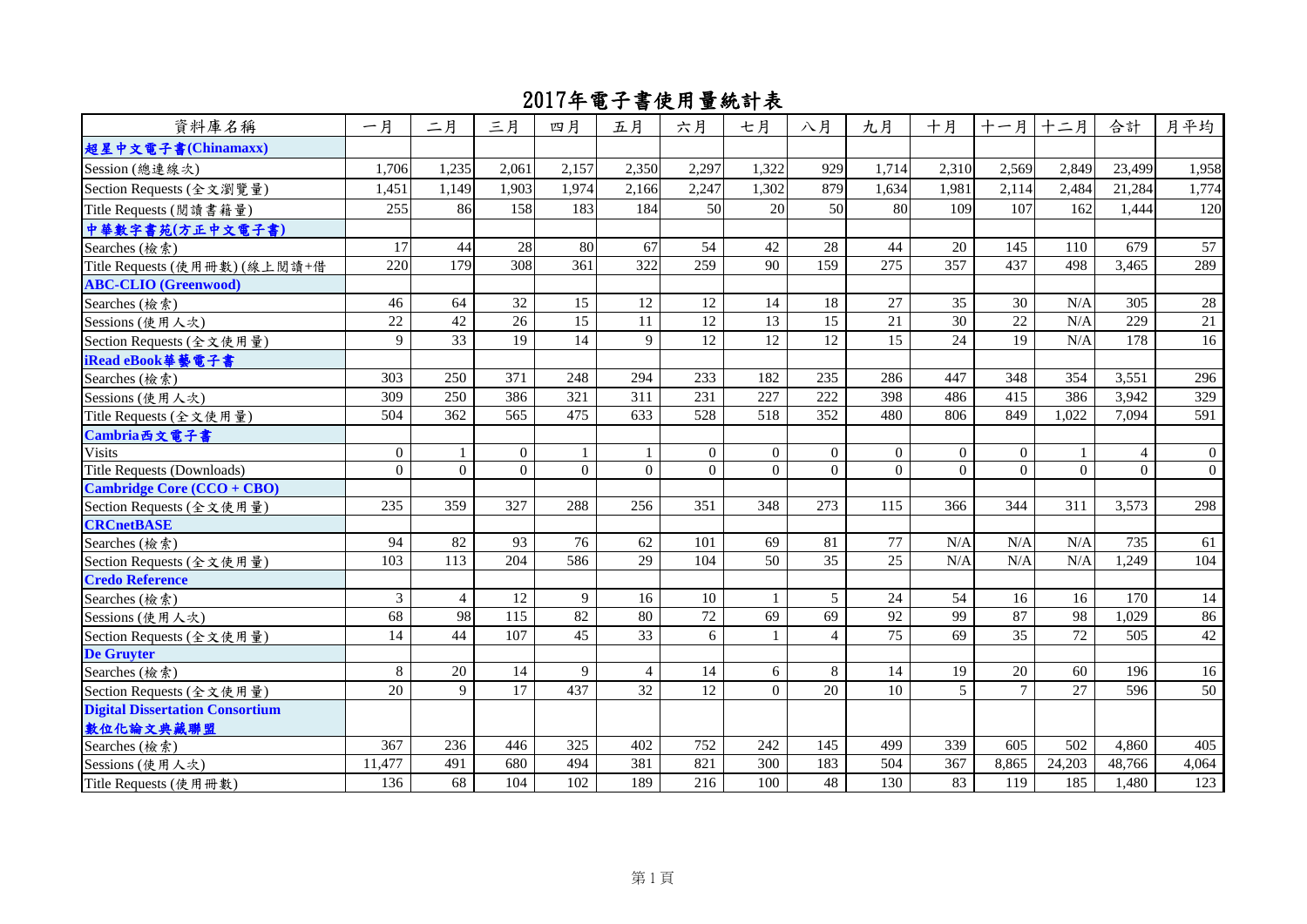# 2017年電子書使用量統計表

| 資料庫名稱 | 一月 | 二月 | 三月 | 四月 | 五月 | 六月 | 七月 | 八月 | 九月 | 十月 | 十一月 | 十二月 | 合計 | 月平均 |
|---|---|---|---|---|---|---|---|---|---|---|---|---|---|---|
| **超星中文電子書(Chinamaxx)** | | | | | | | | | | | | | | |
| Session (總連線次) | 1,706 | 1,235 | 2,061 | 2,157 | 2,350 | 2,297 | 1,322 | 929 | 1,714 | 2,310 | 2,569 | 2,849 | 23,499 | 1,958 |
| Section Requests (全文瀏覽量) | 1,451 | 1,149 | 1,903 | 1,974 | 2,166 | 2,247 | 1,302 | 879 | 1,634 | 1,981 | 2,114 | 2,484 | 21,284 | 1,774 |
| Title Requests (閱讀書籍量) | 255 | 86 | 158 | 183 | 184 | 50 | 20 | 50 | 80 | 109 | 107 | 162 | 1,444 | 120 |
| **中華數字書苑(方正中文電子書)** | | | | | | | | | | | | | | |
| Searches (檢索) | 17 | 44 | 28 | 80 | 67 | 54 | 42 | 28 | 44 | 20 | 145 | 110 | 679 | 57 |
| Title Requests (使用冊數) (線上閱讀+借 | 220 | 179 | 308 | 361 | 322 | 259 | 90 | 159 | 275 | 357 | 437 | 498 | 3,465 | 289 |
| **ABC-CLIO (Greenwood)** | | | | | | | | | | | | | | |
| Searches (檢索) | 46 | 64 | 32 | 15 | 12 | 12 | 14 | 18 | 27 | 35 | 30 | N/A | 305 | 28 |
| Sessions (使用人次) | 22 | 42 | 26 | 15 | 11 | 12 | 13 | 15 | 21 | 30 | 22 | N/A | 229 | 21 |
| Section Requests (全文使用量) | 9 | 33 | 19 | 14 | 9 | 12 | 12 | 12 | 15 | 24 | 19 | N/A | 178 | 16 |
| **iRead eBook華藝電子書** | | | | | | | | | | | | | | |
| Searches (檢索) | 303 | 250 | 371 | 248 | 294 | 233 | 182 | 235 | 286 | 447 | 348 | 354 | 3,551 | 296 |
| Sessions (使用人次) | 309 | 250 | 386 | 321 | 311 | 231 | 227 | 222 | 398 | 486 | 415 | 386 | 3,942 | 329 |
| Title Requests (全文使用量) | 504 | 362 | 565 | 475 | 633 | 528 | 518 | 352 | 480 | 806 | 849 | 1,022 | 7,094 | 591 |
| **Cambria西文電子書** | | | | | | | | | | | | | | |
| Visits | 0 | 1 | 0 | 1 | 1 | 0 | 0 | 0 | 0 | 0 | 0 | 1 | 4 | 0 |
| Title Requests (Downloads) | 0 | 0 | 0 | 0 | 0 | 0 | 0 | 0 | 0 | 0 | 0 | 0 | 0 | 0 |
| **Cambridge Core (CCO + CBO)** | | | | | | | | | | | | | | |
| Section Requests (全文使用量) | 235 | 359 | 327 | 288 | 256 | 351 | 348 | 273 | 115 | 366 | 344 | 311 | 3,573 | 298 |
| **CRCnetBASE** | | | | | | | | | | | | | | |
| Searches (檢索) | 94 | 82 | 93 | 76 | 62 | 101 | 69 | 81 | 77 | N/A | N/A | N/A | 735 | 61 |
| Section Requests (全文使用量) | 103 | 113 | 204 | 586 | 29 | 104 | 50 | 35 | 25 | N/A | N/A | N/A | 1,249 | 104 |
| **Credo Reference** | | | | | | | | | | | | | | |
| Searches (檢索) | 3 | 4 | 12 | 9 | 16 | 10 | 1 | 5 | 24 | 54 | 16 | 16 | 170 | 14 |
| Sessions (使用人次) | 68 | 98 | 115 | 82 | 80 | 72 | 69 | 69 | 92 | 99 | 87 | 98 | 1,029 | 86 |
| Section Requests (全文使用量) | 14 | 44 | 107 | 45 | 33 | 6 | 1 | 4 | 75 | 69 | 35 | 72 | 505 | 42 |
| **De Gruyter** | | | | | | | | | | | | | | |
| Searches (檢索) | 8 | 20 | 14 | 9 | 4 | 14 | 6 | 8 | 14 | 19 | 20 | 60 | 196 | 16 |
| Section Requests (全文使用量) | 20 | 9 | 17 | 437 | 32 | 12 | 0 | 20 | 10 | 5 | 7 | 27 | 596 | 50 |
| **Digital Dissertation Consortium 數位化論文典藏聯盟** | | | | | | | | | | | | | | |
| Searches (檢索) | 367 | 236 | 446 | 325 | 402 | 752 | 242 | 145 | 499 | 339 | 605 | 502 | 4,860 | 405 |
| Sessions (使用人次) | 11,477 | 491 | 680 | 494 | 381 | 821 | 300 | 183 | 504 | 367 | 8,865 | 24,203 | 48,766 | 4,064 |
| Title Requests (使用冊數) | 136 | 68 | 104 | 102 | 189 | 216 | 100 | 48 | 130 | 83 | 119 | 185 | 1,480 | 123 |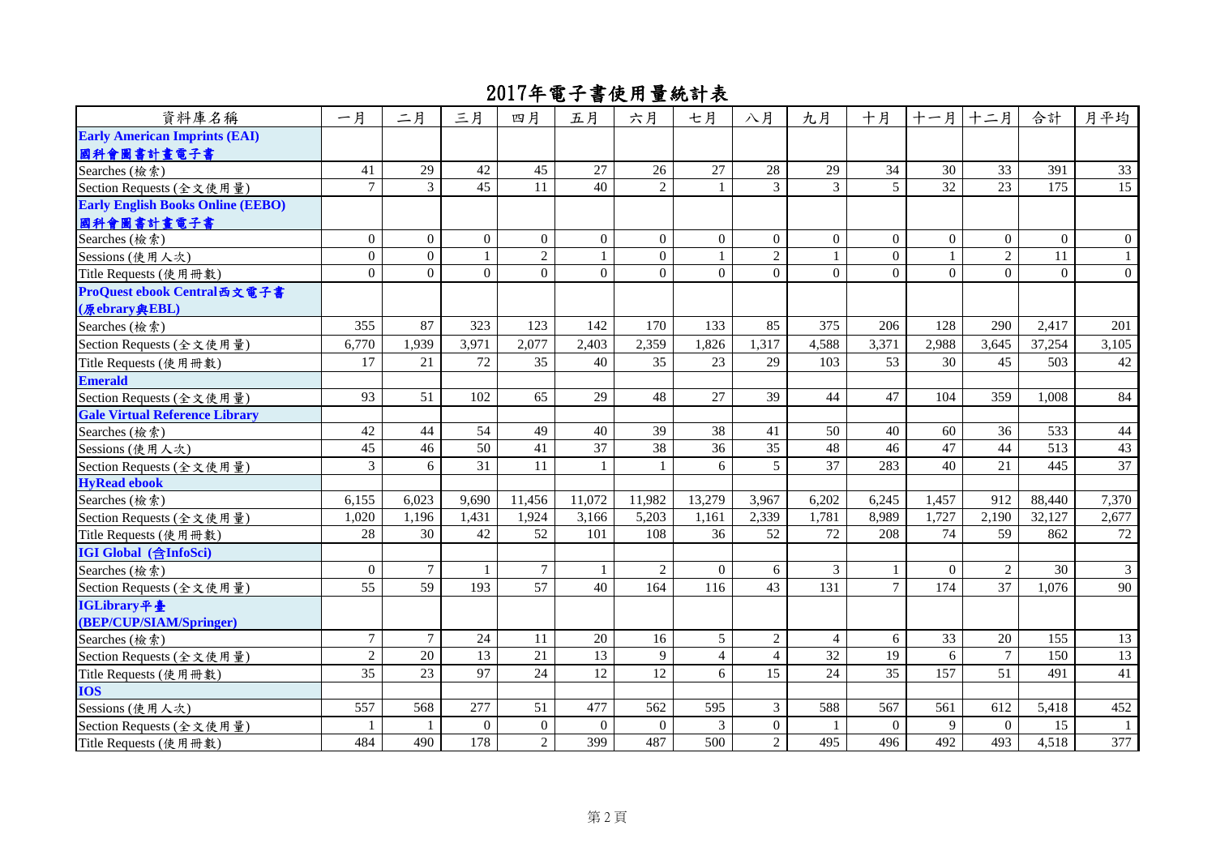# 2017年電子書使用量統計表

| 資料庫名稱 | 一月 | 二月 | 三月 | 四月 | 五月 | 六月 | 七月 | 八月 | 九月 | 十月 | 十一月 | 十二月 | 合計 | 月平均 |
|---|---|---|---|---|---|---|---|---|---|---|---|---|---|---|
| **Early American Imprints (EAI) 國科會圖書計畫電子書** | | | | | | | | | | | | | | |
| Searches (檢索) | 41 | 29 | 42 | 45 | 27 | 26 | 27 | 28 | 29 | 34 | 30 | 33 | 391 | 33 |
| Section Requests (全文使用量) | 7 | 3 | 45 | 11 | 40 | 2 | 1 | 3 | 3 | 5 | 32 | 23 | 175 | 15 |
| **Early English Books Online (EEBO) 國科會圖書計畫電子書** | | | | | | | | | | | | | | |
| Searches (檢索) | 0 | 0 | 0 | 0 | 0 | 0 | 0 | 0 | 0 | 0 | 0 | 0 | 0 | 0 |
| Sessions (使用人次) | 0 | 0 | 1 | 2 | 1 | 0 | 1 | 2 | 1 | 0 | 1 | 2 | 11 | 1 |
| Title Requests (使用冊數) | 0 | 0 | 0 | 0 | 0 | 0 | 0 | 0 | 0 | 0 | 0 | 0 | 0 | 0 |
| **ProQuest ebook Central西文電子書 (原ebrary與EBL)** | | | | | | | | | | | | | | |
| Searches (檢索) | 355 | 87 | 323 | 123 | 142 | 170 | 133 | 85 | 375 | 206 | 128 | 290 | 2,417 | 201 |
| Section Requests (全文使用量) | 6,770 | 1,939 | 3,971 | 2,077 | 2,403 | 2,359 | 1,826 | 1,317 | 4,588 | 3,371 | 2,988 | 3,645 | 37,254 | 3,105 |
| Title Requests (使用冊數) | 17 | 21 | 72 | 35 | 40 | 35 | 23 | 29 | 103 | 53 | 30 | 45 | 503 | 42 |
| **Emerald** | | | | | | | | | | | | | | |
| Section Requests (全文使用量) | 93 | 51 | 102 | 65 | 29 | 48 | 27 | 39 | 44 | 47 | 104 | 359 | 1,008 | 84 |
| **Gale Virtual Reference Library** | | | | | | | | | | | | | | |
| Searches (檢索) | 42 | 44 | 54 | 49 | 40 | 39 | 38 | 41 | 50 | 40 | 60 | 36 | 533 | 44 |
| Sessions (使用人次) | 45 | 46 | 50 | 41 | 37 | 38 | 36 | 35 | 48 | 46 | 47 | 44 | 513 | 43 |
| Section Requests (全文使用量) | 3 | 6 | 31 | 11 | 1 | 1 | 6 | 5 | 37 | 283 | 40 | 21 | 445 | 37 |
| **HyRead ebook** | | | | | | | | | | | | | | |
| Searches (檢索) | 6,155 | 6,023 | 9,690 | 11,456 | 11,072 | 11,982 | 13,279 | 3,967 | 6,202 | 6,245 | 1,457 | 912 | 88,440 | 7,370 |
| Section Requests (全文使用量) | 1,020 | 1,196 | 1,431 | 1,924 | 3,166 | 5,203 | 1,161 | 2,339 | 1,781 | 8,989 | 1,727 | 2,190 | 32,127 | 2,677 |
| Title Requests (使用冊數) | 28 | 30 | 42 | 52 | 101 | 108 | 36 | 52 | 72 | 208 | 74 | 59 | 862 | 72 |
| **IGI Global (含InfoSci)** | | | | | | | | | | | | | | |
| Searches (檢索) | 0 | 7 | 1 | 7 | 1 | 2 | 0 | 6 | 3 | 1 | 0 | 2 | 30 | 3 |
| Section Requests (全文使用量) | 55 | 59 | 193 | 57 | 40 | 164 | 116 | 43 | 131 | 7 | 174 | 37 | 1,076 | 90 |
| **IGLibrary平臺 (BEP/CUP/SIAM/Springer)** | | | | | | | | | | | | | | |
| Searches (檢索) | 7 | 7 | 24 | 11 | 20 | 16 | 5 | 2 | 4 | 6 | 33 | 20 | 155 | 13 |
| Section Requests (全文使用量) | 2 | 20 | 13 | 21 | 13 | 9 | 4 | 4 | 32 | 19 | 6 | 7 | 150 | 13 |
| Title Requests (使用冊數) | 35 | 23 | 97 | 24 | 12 | 12 | 6 | 15 | 24 | 35 | 157 | 51 | 491 | 41 |
| **IOS** | | | | | | | | | | | | | | |
| Sessions (使用人次) | 557 | 568 | 277 | 51 | 477 | 562 | 595 | 3 | 588 | 567 | 561 | 612 | 5,418 | 452 |
| Section Requests (全文使用量) | 1 | 1 | 0 | 0 | 0 | 0 | 3 | 0 | 1 | 0 | 9 | 0 | 15 | 1 |
| Title Requests (使用冊數) | 484 | 490 | 178 | 2 | 399 | 487 | 500 | 2 | 495 | 496 | 492 | 493 | 4,518 | 377 |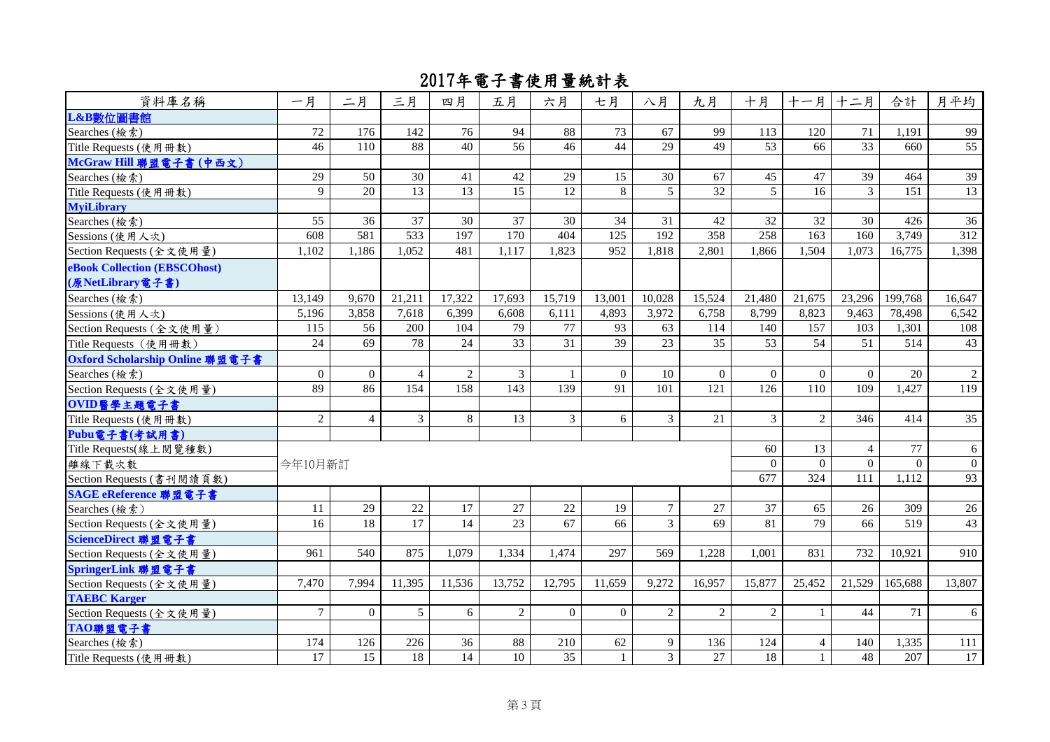# 2017年電子書使用量統計表

| 資料庫名稱 | 一月 | 二月 | 三月 | 四月 | 五月 | 六月 | 七月 | 八月 | 九月 | 十月 | 十一月 | 十二月 | 合計 | 月平均 |
|---|---|---|---|---|---|---|---|---|---|---|---|---|---|---|
| **L&B數位圖書館** | | | | | | | | | | | | | | |
| Searches (檢索) | 72 | 176 | 142 | 76 | 94 | 88 | 73 | 67 | 99 | 113 | 120 | 71 | 1,191 | 99 |
| Title Requests (使用冊數) | 46 | 110 | 88 | 40 | 56 | 46 | 44 | 29 | 49 | 53 | 66 | 33 | 660 | 55 |
| **McGraw Hill 聯盟電子書 (中西文)** | | | | | | | | | | | | | | |
| Searches (檢索) | 29 | 50 | 30 | 41 | 42 | 29 | 15 | 30 | 67 | 45 | 47 | 39 | 464 | 39 |
| Title Requests (使用冊數) | 9 | 20 | 13 | 13 | 15 | 12 | 8 | 5 | 32 | 5 | 16 | 3 | 151 | 13 |
| **MyiLibrary** | | | | | | | | | | | | | | |
| Searches (檢索) | 55 | 36 | 37 | 30 | 37 | 30 | 34 | 31 | 42 | 32 | 32 | 30 | 426 | 36 |
| Sessions (使用人次) | 608 | 581 | 533 | 197 | 170 | 404 | 125 | 192 | 358 | 258 | 163 | 160 | 3,749 | 312 |
| Section Requests (全文使用量) | 1,102 | 1,186 | 1,052 | 481 | 1,117 | 1,823 | 952 | 1,818 | 2,801 | 1,866 | 1,504 | 1,073 | 16,775 | 1,398 |
| **eBook Collection (EBSCOhost) (原NetLibrary電子書)** | | | | | | | | | | | | | | |
| Searches (檢索) | 13,149 | 9,670 | 21,211 | 17,322 | 17,693 | 15,719 | 13,001 | 10,028 | 15,524 | 21,480 | 21,675 | 23,296 | 199,768 | 16,647 |
| Sessions (使用人次) | 5,196 | 3,858 | 7,618 | 6,399 | 6,608 | 6,111 | 4,893 | 3,972 | 6,758 | 8,799 | 8,823 | 9,463 | 78,498 | 6,542 |
| Section Requests (全文使用量) | 115 | 56 | 200 | 104 | 79 | 77 | 93 | 63 | 114 | 140 | 157 | 103 | 1,301 | 108 |
| Title Requests (使用冊數) | 24 | 69 | 78 | 24 | 33 | 31 | 39 | 23 | 35 | 53 | 54 | 51 | 514 | 43 |
| **Oxford Scholarship Online 聯盟電子書** | | | | | | | | | | | | | | |
| Searches (檢索) | 0 | 0 | 4 | 2 | 3 | 1 | 0 | 10 | 0 | 0 | 0 | 0 | 20 | 2 |
| Section Requests (全文使用量) | 89 | 86 | 154 | 158 | 143 | 139 | 91 | 101 | 121 | 126 | 110 | 109 | 1,427 | 119 |
| **OVID醫學主題電子書** | | | | | | | | | | | | | | |
| Title Requests (使用冊數) | 2 | 4 | 3 | 8 | 13 | 3 | 6 | 3 | 21 | 3 | 2 | 346 | 414 | 35 |
| **Pubu電子書(考試用書)** | | | | | | | | | | | | | | |
| Title Requests(線上閱覽種數) | 今年10月新訂 | | | | | | | | | 60 | 13 | 4 | 77 | 6 |
| 離線下載次數 | | | | | | | | | | 0 | 0 | 0 | 0 | 0 |
| Section Requests (書刊閱讀頁數) | | | | | | | | | | 677 | 324 | 111 | 1,112 | 93 |
| **SAGE eReference 聯盟電子書** | | | | | | | | | | | | | | |
| Searches (檢索) | 11 | 29 | 22 | 17 | 27 | 22 | 19 | 7 | 27 | 37 | 65 | 26 | 309 | 26 |
| Section Requests (全文使用量) | 16 | 18 | 17 | 14 | 23 | 67 | 66 | 3 | 69 | 81 | 79 | 66 | 519 | 43 |
| **ScienceDirect 聯盟電子書** | | | | | | | | | | | | | | |
| Section Requests (全文使用量) | 961 | 540 | 875 | 1,079 | 1,334 | 1,474 | 297 | 569 | 1,228 | 1,001 | 831 | 732 | 10,921 | 910 |
| **SpringerLink 聯盟電子書** | | | | | | | | | | | | | | |
| Section Requests (全文使用量) | 7,470 | 7,994 | 11,395 | 11,536 | 13,752 | 12,795 | 11,659 | 9,272 | 16,957 | 15,877 | 25,452 | 21,529 | 165,688 | 13,807 |
| **TAEBC Karger** | | | | | | | | | | | | | | |
| Section Requests (全文使用量) | 7 | 0 | 5 | 6 | 2 | 0 | 0 | 2 | 2 | 2 | 1 | 44 | 71 | 6 |
| **TAO聯盟電子書** | | | | | | | | | | | | | | |
| Searches (檢索) | 174 | 126 | 226 | 36 | 88 | 210 | 62 | 9 | 136 | 124 | 4 | 140 | 1,335 | 111 |
| Title Requests (使用冊數) | 17 | 15 | 18 | 14 | 10 | 35 | 1 | 3 | 27 | 18 | 1 | 48 | 207 | 17 |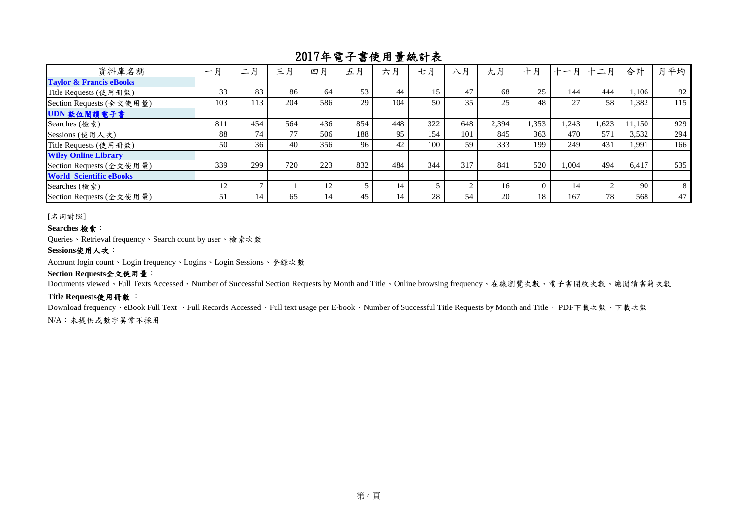# 2017年電子書使用量統計表

| 資料庫名稱 | 一月 | 二月 | 三月 | 四月 | 五月 | 六月 | 七月 | 八月 | 九月 | 十月 | 十一月 | 十二月 | 合計 | 月平均 |
|---|---|---|---|---|---|---|---|---|---|---|---|---|---|---|
| **Taylor & Francis eBooks** | | | | | | | | | | | | | | |
| Title Requests (使用冊數) | 33 | 83 | 86 | 64 | 53 | 44 | 15 | 47 | 68 | 25 | 144 | 444 | 1,106 | 92 |
| Section Requests (全文使用量) | 103 | 113 | 204 | 586 | 29 | 104 | 50 | 35 | 25 | 48 | 27 | 58 | 1,382 | 115 |
| **UDN 數位閱讀電子書** | | | | | | | | | | | | | | |
| Searches (檢索) | 811 | 454 | 564 | 436 | 854 | 448 | 322 | 648 | 2,394 | 1,353 | 1,243 | 1,623 | 11,150 | 929 |
| Sessions (使用人次) | 88 | 74 | 77 | 506 | 188 | 95 | 154 | 101 | 845 | 363 | 470 | 571 | 3,532 | 294 |
| Title Requests (使用冊數) | 50 | 36 | 40 | 356 | 96 | 42 | 100 | 59 | 333 | 199 | 249 | 431 | 1,991 | 166 |
| **Wiley Online Library** | | | | | | | | | | | | | | |
| Section Requests (全文使用量) | 339 | 299 | 720 | 223 | 832 | 484 | 344 | 317 | 841 | 520 | 1,004 | 494 | 6,417 | 535 |
| **World Scientific eBooks** | | | | | | | | | | | | | | |
| Searches (檢索) | 12 | 7 | 1 | 12 | 5 | 14 | 5 | 2 | 16 | 0 | 14 | 2 | 90 | 8 |
| Section Requests (全文使用量) | 51 | 14 | 65 | 14 | 45 | 14 | 28 | 54 | 20 | 18 | 167 | 78 | 568 | 47 |

[名詞對照]

**Searches 檢索**：

Queries、Retrieval frequency、Search count by user、檢索次數

**Sessions使用人次**：

Account login count、Login frequency、Logins、Login Sessions、登錄次數

**Section Requests全文使用量**：

Documents viewed、Full Texts Accessed、Number of Successful Section Requests by Month and Title、Online browsing frequency、在線瀏覽次數、電子書開啟次數、總閱讀書籍次數

**Title Requests使用冊數** ：

Download frequency、eBook Full Text 、Full Records Accessed、Full text usage per E-book、Number of Successful Title Requests by Month and Title、 PDF下載次數、下載次數

N/A：未提供或數字異常不採用